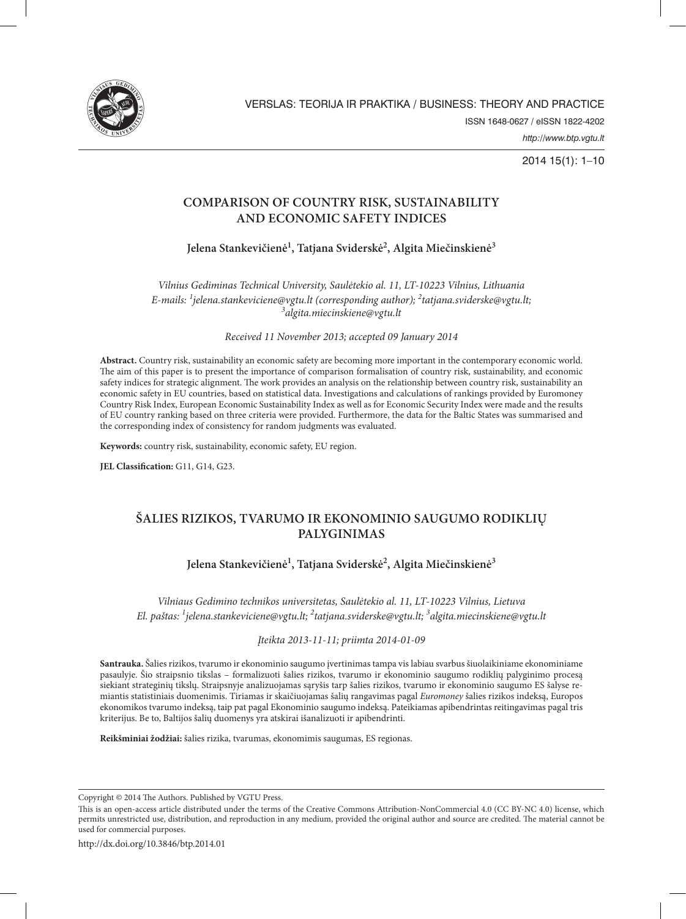VERSLAS: TEORIJA IR PRAKTIKA / BUSINESS: THEORY AND PRACTICE

ISSN 1648-0627 / eISSN 1822-4202

*http://www.btp.vgtu.lt*

2014 15(1): 1–10

# COMPARISON OF COUNTRY RISK, SUSTAINABILITY AND ECONOMIC SAFETY INDICES

**Jelena Stankevičienė[1], Tatjana Sviderskė[2], Algita Miečinskienė[3]**

*Vilnius Gediminas Technical University, Saulėtekio al. 11, LT-10223 Vilnius, Lithuania*
*E-mails: [1]jelena.stankeviciene@vgtu.lt (corresponding author); [2]tatjana.sviderske@vgtu.lt; [3]algita.miecinskiene@vgtu.lt*

*Received 11 November 2013; accepted 09 January 2014*

**Abstract.** Country risk, sustainability an economic safety are becoming more important in the contemporary economic world. The aim of this paper is to present the importance of comparison formalisation of country risk, sustainability, and economic safety indices for strategic alignment. The work provides an analysis on the relationship between country risk, sustainability an economic safety in EU countries, based on statistical data. Investigations and calculations of rankings provided by Euromoney Country Risk Index, European Economic Sustainability Index as well as for Economic Security Index were made and the results of EU country ranking based on three criteria were provided. Furthermore, the data for the Baltic States was summarised and the corresponding index of consistency for random judgments was evaluated.

**Keywords:** country risk, sustainability, economic safety, EU region.

**JEL Classification:** G11, G14, G23.

# ŠALIES RIZIKOS, TVARUMO IR EKONOMINIO SAUGUMO RODIKLIŲ PALYGINIMAS

**Jelena Stankevičienė[1], Tatjana Sviderskė[2], Algita Miečinskienė[3]**

*Vilniaus Gedimino technikos universitetas, Saulėtekio al. 11, LT-10223 Vilnius, Lietuva*
*El. paštas: [1]jelena.stankeviciene@vgtu.lt; [2]tatjana.sviderske@vgtu.lt; [3]algita.miecinskiene@vgtu.lt*

*Įteikta 2013-11-11; priimta 2014-01-09*

**Santrauka.** Šalies rizikos, tvarumo ir ekonominio saugumo įvertinimas tampa vis labiau svarbus šiuolaikiniame ekonominiame pasaulyje. Šio straipsnio tikslas – formalizuoti šalies rizikos, tvarumo ir ekonominio saugumo rodiklių palyginimo procesą siekiant strateginių tikslų. Straipsnyje analizuojamas sąryšis tarp šalies rizikos, tvarumo ir ekonominio saugumo ES šalyse remiantis statistiniais duomenimis. Tiriamas ir skaičiuojamas šalių rangavimas pagal *Euromoney* šalies rizikos indeksą, Europos ekonomikos tvarumo indeksą, taip pat pagal Ekonominio saugumo indeksą. Pateikiamas apibendrintas reitingavimas pagal tris kriterijus. Be to, Baltijos šalių duomenys yra atskirai išanalizuoti ir apibendrinti.

**Reikšminiai žodžiai:** šalies rizika, tvarumas, ekonomimis saugumas, ES regionas.

Copyright © 2014 The Authors. Published by VGTU Press.

This is an open-access article distributed under the terms of the Creative Commons Attribution-NonCommercial 4.0 (CC BY-NC 4.0) license, which permits unrestricted use, distribution, and reproduction in any medium, provided the original author and source are credited. The material cannot be used for commercial purposes.

http://dx.doi.org/10.3846/btp.2014.01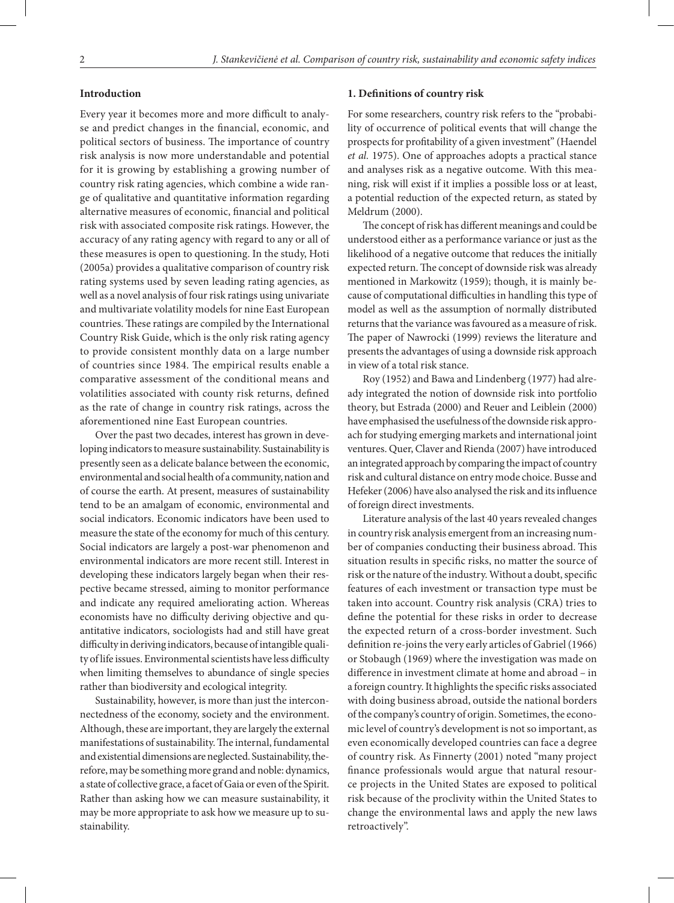## Introduction

Every year it becomes more and more difficult to analyse and predict changes in the financial, economic, and political sectors of business. The importance of country risk analysis is now more understandable and potential for it is growing by establishing a growing number of country risk rating agencies, which combine a wide range of qualitative and quantitative information regarding alternative measures of economic, financial and political risk with associated composite risk ratings. However, the accuracy of any rating agency with regard to any or all of these measures is open to questioning. In the study, Hoti (2005a) provides a qualitative comparison of country risk rating systems used by seven leading rating agencies, as well as a novel analysis of four risk ratings using univariate and multivariate volatility models for nine East European countries. These ratings are compiled by the International Country Risk Guide, which is the only risk rating agency to provide consistent monthly data on a large number of countries since 1984. The empirical results enable a comparative assessment of the conditional means and volatilities associated with county risk returns, defined as the rate of change in country risk ratings, across the aforementioned nine East European countries.

Over the past two decades, interest has grown in developing indicators to measure sustainability. Sustainability is presently seen as a delicate balance between the economic, environmental and social health of a community, nation and of course the earth. At present, measures of sustainability tend to be an amalgam of economic, environmental and social indicators. Economic indicators have been used to measure the state of the economy for much of this century. Social indicators are largely a post-war phenomenon and environmental indicators are more recent still. Interest in developing these indicators largely began when their respective became stressed, aiming to monitor performance and indicate any required ameliorating action. Whereas economists have no difficulty deriving objective and quantitative indicators, sociologists had and still have great difficulty in deriving indicators, because of intangible quality of life issues. Environmental scientists have less difficulty when limiting themselves to abundance of single species rather than biodiversity and ecological integrity.

Sustainability, however, is more than just the interconnectedness of the economy, society and the environment. Although, these are important, they are largely the external manifestations of sustainability. The internal, fundamental and existential dimensions are neglected. Sustainability, therefore, may be something more grand and noble: dynamics, a state of collective grace, a facet of Gaia or even of the Spirit. Rather than asking how we can measure sustainability, it may be more appropriate to ask how we measure up to sustainability.

## 1. Definitions of country risk

For some researchers, country risk refers to the "probability of occurrence of political events that will change the prospects for profitability of a given investment" (Haendel *et al.* 1975). One of approaches adopts a practical stance and analyses risk as a negative outcome. With this meaning, risk will exist if it implies a possible loss or at least, a potential reduction of the expected return, as stated by Meldrum (2000).

The concept of risk has different meanings and could be understood either as a performance variance or just as the likelihood of a negative outcome that reduces the initially expected return. The concept of downside risk was already mentioned in Markowitz (1959); though, it is mainly because of computational difficulties in handling this type of model as well as the assumption of normally distributed returns that the variance was favoured as a measure of risk. The paper of Nawrocki (1999) reviews the literature and presents the advantages of using a downside risk approach in view of a total risk stance.

Roy (1952) and Bawa and Lindenberg (1977) had already integrated the notion of downside risk into portfolio theory, but Estrada (2000) and Reuer and Leiblein (2000) have emphasised the usefulness of the downside risk approach for studying emerging markets and international joint ventures. Quer, Claver and Rienda (2007) have introduced an integrated approach by comparing the impact of country risk and cultural distance on entry mode choice. Busse and Hefeker (2006) have also analysed the risk and its influence of foreign direct investments.

Literature analysis of the last 40 years revealed changes in country risk analysis emergent from an increasing number of companies conducting their business abroad. This situation results in specific risks, no matter the source of risk or the nature of the industry. Without a doubt, specific features of each investment or transaction type must be taken into account. Country risk analysis (CRA) tries to define the potential for these risks in order to decrease the expected return of a cross-border investment. Such definition re-joins the very early articles of Gabriel (1966) or Stobaugh (1969) where the investigation was made on difference in investment climate at home and abroad – in a foreign country. It highlights the specific risks associated with doing business abroad, outside the national borders of the company's country of origin. Sometimes, the economic level of country's development is not so important, as even economically developed countries can face a degree of country risk. As Finnerty (2001) noted "many project finance professionals would argue that natural resource projects in the United States are exposed to political risk because of the proclivity within the United States to change the environmental laws and apply the new laws retroactively".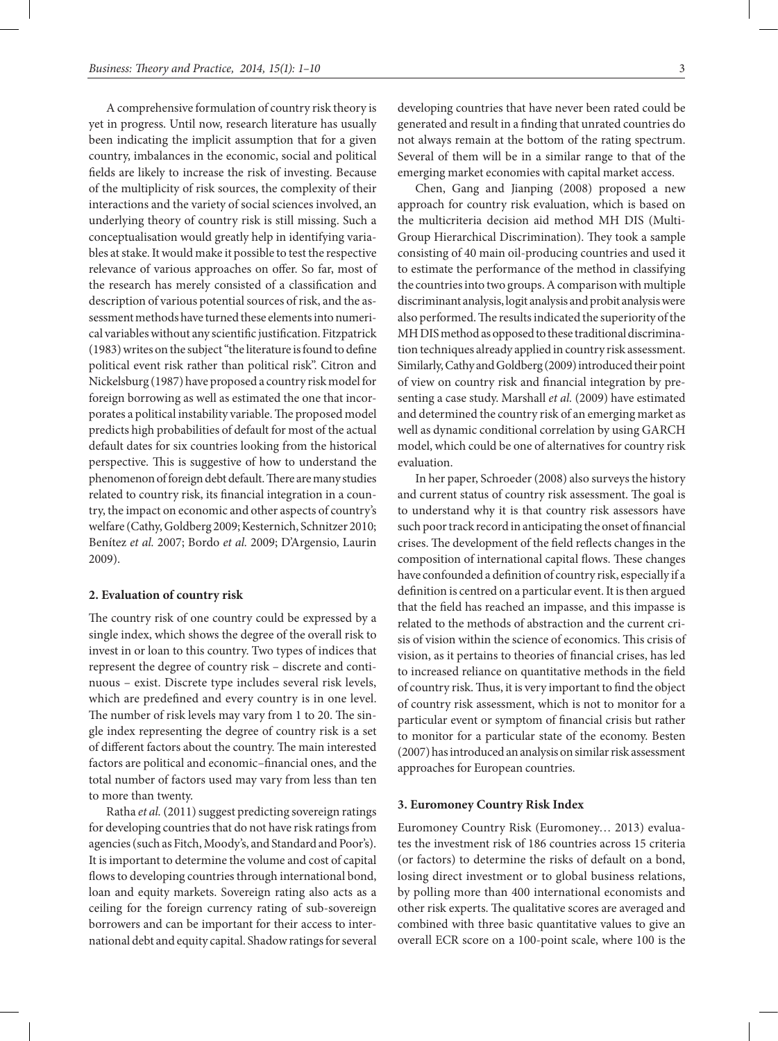A comprehensive formulation of country risk theory is yet in progress. Until now, research literature has usually been indicating the implicit assumption that for a given country, imbalances in the economic, social and political fields are likely to increase the risk of investing. Because of the multiplicity of risk sources, the complexity of their interactions and the variety of social sciences involved, an underlying theory of country risk is still missing. Such a conceptualisation would greatly help in identifying variables at stake. It would make it possible to test the respective relevance of various approaches on offer. So far, most of the research has merely consisted of a classification and description of various potential sources of risk, and the assessment methods have turned these elements into numerical variables without any scientific justification. Fitzpatrick (1983) writes on the subject "the literature is found to define political event risk rather than political risk". Citron and Nickelsburg (1987) have proposed a country risk model for foreign borrowing as well as estimated the one that incorporates a political instability variable. The proposed model predicts high probabilities of default for most of the actual default dates for six countries looking from the historical perspective. This is suggestive of how to understand the phenomenon of foreign debt default. There are many studies related to country risk, its financial integration in a country, the impact on economic and other aspects of country's welfare (Cathy, Goldberg 2009; Kesternich, Schnitzer 2010; Benítez *et al.* 2007; Bordo *et al.* 2009; D'Argensio, Laurin 2009).

## 2. Evaluation of country risk

The country risk of one country could be expressed by a single index, which shows the degree of the overall risk to invest in or loan to this country. Two types of indices that represent the degree of country risk – discrete and continuous – exist. Discrete type includes several risk levels, which are predefined and every country is in one level. The number of risk levels may vary from 1 to 20. The single index representing the degree of country risk is a set of different factors about the country. The main interested factors are political and economic–financial ones, and the total number of factors used may vary from less than ten to more than twenty.

Ratha *et al.* (2011) suggest predicting sovereign ratings for developing countries that do not have risk ratings from agencies (such as Fitch, Moody's, and Standard and Poor's). It is important to determine the volume and cost of capital flows to developing countries through international bond, loan and equity markets. Sovereign rating also acts as a ceiling for the foreign currency rating of sub-sovereign borrowers and can be important for their access to international debt and equity capital. Shadow ratings for several developing countries that have never been rated could be generated and result in a finding that unrated countries do not always remain at the bottom of the rating spectrum. Several of them will be in a similar range to that of the emerging market economies with capital market access.

Chen, Gang and Jianping (2008) proposed a new approach for country risk evaluation, which is based on the multicriteria decision aid method MH DIS (Multi-Group Hierarchical Discrimination). They took a sample consisting of 40 main oil-producing countries and used it to estimate the performance of the method in classifying the countries into two groups. A comparison with multiple discriminant analysis, logit analysis and probit analysis were also performed. The results indicated the superiority of the MH DIS method as opposed to these traditional discrimination techniques already applied in country risk assessment. Similarly, Cathy and Goldberg (2009) introduced their point of view on country risk and financial integration by presenting a case study. Marshall *et al.* (2009) have estimated and determined the country risk of an emerging market as well as dynamic conditional correlation by using GARCH model, which could be one of alternatives for country risk evaluation.

In her paper, Schroeder (2008) also surveys the history and current status of country risk assessment. The goal is to understand why it is that country risk assessors have such poor track record in anticipating the onset of financial crises. The development of the field reflects changes in the composition of international capital flows. These changes have confounded a definition of country risk, especially if a definition is centred on a particular event. It is then argued that the field has reached an impasse, and this impasse is related to the methods of abstraction and the current crisis of vision within the science of economics. This crisis of vision, as it pertains to theories of financial crises, has led to increased reliance on quantitative methods in the field of country risk. Thus, it is very important to find the object of country risk assessment, which is not to monitor for a particular event or symptom of financial crisis but rather to monitor for a particular state of the economy. Besten (2007) has introduced an analysis on similar risk assessment approaches for European countries.

## 3. Euromoney Country Risk Index

Euromoney Country Risk (Euromoney… 2013) evaluates the investment risk of 186 countries across 15 criteria (or factors) to determine the risks of default on a bond, losing direct investment or to global business relations, by polling more than 400 international economists and other risk experts. The qualitative scores are averaged and combined with three basic quantitative values to give an overall ECR score on a 100-point scale, where 100 is the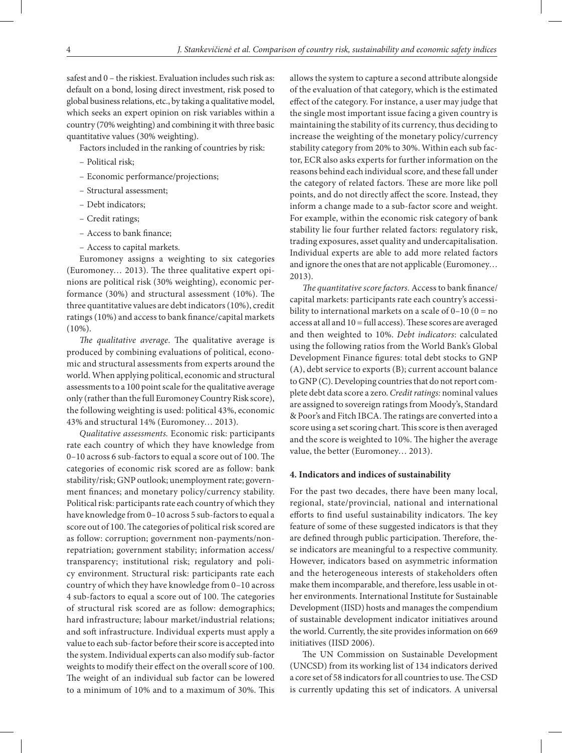safest and 0 – the riskiest. Evaluation includes such risk as: default on a bond, losing direct investment, risk posed to global business relations, etc., by taking a qualitative model, which seeks an expert opinion on risk variables within a country (70% weighting) and combining it with three basic quantitative values (30% weighting).

Factors included in the ranking of countries by risk:

- Political risk;
- Economic performance/projections;
- Structural assessment;
- Debt indicators;
- Credit ratings;
- Access to bank finance;
- Access to capital markets.

Euromoney assigns a weighting to six categories (Euromoney… 2013). The three qualitative expert opinions are political risk (30% weighting), economic performance (30%) and structural assessment (10%). The three quantitative values are debt indicators (10%), credit ratings (10%) and access to bank finance/capital markets (10%).

*The qualitative average*. The qualitative average is produced by combining evaluations of political, economic and structural assessments from experts around the world. When applying political, economic and structural assessments to a 100 point scale for the qualitative average only (rather than the full Euromoney Country Risk score), the following weighting is used: political 43%, economic 43% and structural 14% (Euromoney… 2013).

*Qualitative assessments.* Economic risk: participants rate each country of which they have knowledge from 0–10 across 6 sub-factors to equal a score out of 100. The categories of economic risk scored are as follow: bank stability/risk; GNP outlook; unemployment rate; government finances; and monetary policy/currency stability. Political risk: participants rate each country of which they have knowledge from 0–10 across 5 sub-factors to equal a score out of 100. The categories of political risk scored are as follow: corruption; government non-payments/non-repatriation; government stability; information access/transparency; institutional risk; regulatory and policy environment. Structural risk: participants rate each country of which they have knowledge from 0–10 across 4 sub-factors to equal a score out of 100. The categories of structural risk scored are as follow: demographics; hard infrastructure; labour market/industrial relations; and soft infrastructure. Individual experts must apply a value to each sub-factor before their score is accepted into the system. Individual experts can also modify sub-factor weights to modify their effect on the overall score of 100. The weight of an individual sub factor can be lowered to a minimum of 10% and to a maximum of 30%. This allows the system to capture a second attribute alongside of the evaluation of that category, which is the estimated effect of the category. For instance, a user may judge that the single most important issue facing a given country is maintaining the stability of its currency, thus deciding to increase the weighting of the monetary policy/currency stability category from 20% to 30%. Within each sub factor, ECR also asks experts for further information on the reasons behind each individual score, and these fall under the category of related factors. These are more like poll points, and do not directly affect the score. Instead, they inform a change made to a sub-factor score and weight. For example, within the economic risk category of bank stability lie four further related factors: regulatory risk, trading exposures, asset quality and undercapitalisation. Individual experts are able to add more related factors and ignore the ones that are not applicable (Euromoney… 2013).

*The quantitative score factors.* Access to bank finance/capital markets: participants rate each country's accessibility to international markets on a scale of 0–10 (0 = no access at all and 10 = full access). These scores are averaged and then weighted to 10%. *Debt indicators*: calculated using the following ratios from the World Bank's Global Development Finance figures: total debt stocks to GNP (A), debt service to exports (B); current account balance to GNP (C). Developing countries that do not report complete debt data score a zero. *Credit ratings:* nominal values are assigned to sovereign ratings from Moody's, Standard & Poor's and Fitch IBCA. The ratings are converted into a score using a set scoring chart. This score is then averaged and the score is weighted to 10%. The higher the average value, the better (Euromoney… 2013).

## 4. Indicators and indices of sustainability

For the past two decades, there have been many local, regional, state/provincial, national and international efforts to find useful sustainability indicators. The key feature of some of these suggested indicators is that they are defined through public participation. Therefore, these indicators are meaningful to a respective community. However, indicators based on asymmetric information and the heterogeneous interests of stakeholders often make them incomparable, and therefore, less usable in other environments. International Institute for Sustainable Development (IISD) hosts and manages the compendium of sustainable development indicator initiatives around the world. Currently, the site provides information on 669 initiatives (IISD 2006).

The UN Commission on Sustainable Development (UNCSD) from its working list of 134 indicators derived a core set of 58 indicators for all countries to use. The CSD is currently updating this set of indicators. A universal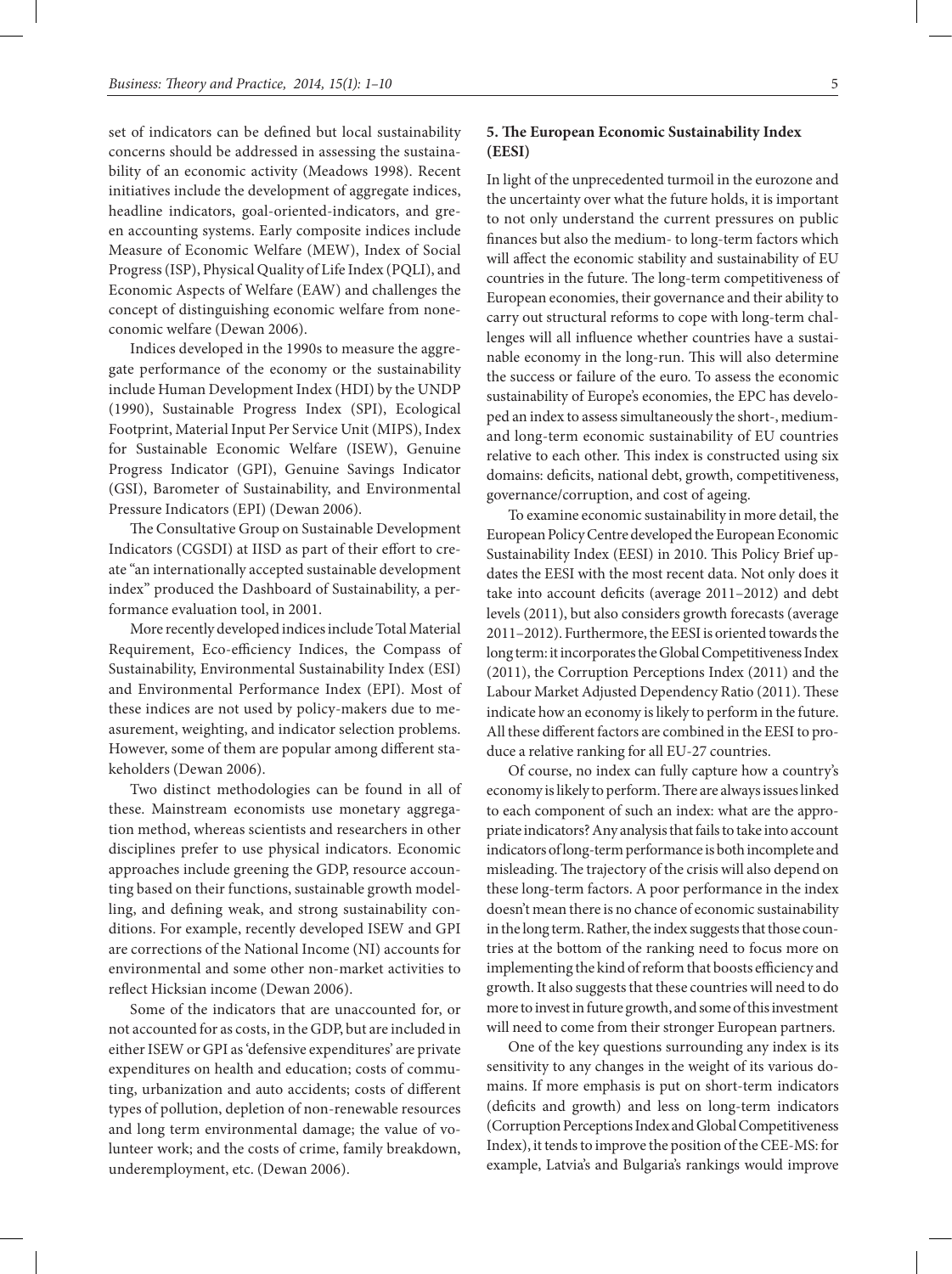set of indicators can be defined but local sustainability concerns should be addressed in assessing the sustainability of an economic activity (Meadows 1998). Recent initiatives include the development of aggregate indices, headline indicators, goal-oriented-indicators, and green accounting systems. Early composite indices include Measure of Economic Welfare (MEW), Index of Social Progress (ISP), Physical Quality of Life Index (PQLI), and Economic Aspects of Welfare (EAW) and challenges the concept of distinguishing economic welfare from noneconomic welfare (Dewan 2006).

Indices developed in the 1990s to measure the aggregate performance of the economy or the sustainability include Human Development Index (HDI) by the UNDP (1990), Sustainable Progress Index (SPI), Ecological Footprint, Material Input Per Service Unit (MIPS), Index for Sustainable Economic Welfare (ISEW), Genuine Progress Indicator (GPI), Genuine Savings Indicator (GSI), Barometer of Sustainability, and Environmental Pressure Indicators (EPI) (Dewan 2006).

The Consultative Group on Sustainable Development Indicators (CGSDI) at IISD as part of their effort to create "an internationally accepted sustainable development index" produced the Dashboard of Sustainability, a performance evaluation tool, in 2001.

More recently developed indices include Total Material Requirement, Eco-efficiency Indices, the Compass of Sustainability, Environmental Sustainability Index (ESI) and Environmental Performance Index (EPI). Most of these indices are not used by policy-makers due to measurement, weighting, and indicator selection problems. However, some of them are popular among different stakeholders (Dewan 2006).

Two distinct methodologies can be found in all of these. Mainstream economists use monetary aggregation method, whereas scientists and researchers in other disciplines prefer to use physical indicators. Economic approaches include greening the GDP, resource accounting based on their functions, sustainable growth modelling, and defining weak, and strong sustainability conditions. For example, recently developed ISEW and GPI are corrections of the National Income (NI) accounts for environmental and some other non-market activities to reflect Hicksian income (Dewan 2006).

Some of the indicators that are unaccounted for, or not accounted for as costs, in the GDP, but are included in either ISEW or GPI as 'defensive expenditures' are private expenditures on health and education; costs of commuting, urbanization and auto accidents; costs of different types of pollution, depletion of non-renewable resources and long term environmental damage; the value of volunteer work; and the costs of crime, family breakdown, underemployment, etc. (Dewan 2006).

## 5. The European Economic Sustainability Index (EESI)

In light of the unprecedented turmoil in the eurozone and the uncertainty over what the future holds, it is important to not only understand the current pressures on public finances but also the medium- to long-term factors which will affect the economic stability and sustainability of EU countries in the future. The long-term competitiveness of European economies, their governance and their ability to carry out structural reforms to cope with long-term challenges will all influence whether countries have a sustainable economy in the long-run. This will also determine the success or failure of the euro. To assess the economic sustainability of Europe's economies, the EPC has developed an index to assess simultaneously the short-, medium- and long-term economic sustainability of EU countries relative to each other. This index is constructed using six domains: deficits, national debt, growth, competitiveness, governance/corruption, and cost of ageing.

To examine economic sustainability in more detail, the European Policy Centre developed the European Economic Sustainability Index (EESI) in 2010. This Policy Brief updates the EESI with the most recent data. Not only does it take into account deficits (average 2011–2012) and debt levels (2011), but also considers growth forecasts (average 2011–2012). Furthermore, the EESI is oriented towards the long term: it incorporates the Global Competitiveness Index (2011), the Corruption Perceptions Index (2011) and the Labour Market Adjusted Dependency Ratio (2011). These indicate how an economy is likely to perform in the future. All these different factors are combined in the EESI to produce a relative ranking for all EU-27 countries.

Of course, no index can fully capture how a country's economy is likely to perform. There are always issues linked to each component of such an index: what are the appropriate indicators? Any analysis that fails to take into account indicators of long-term performance is both incomplete and misleading. The trajectory of the crisis will also depend on these long-term factors. A poor performance in the index doesn't mean there is no chance of economic sustainability in the long term. Rather, the index suggests that those countries at the bottom of the ranking need to focus more on implementing the kind of reform that boosts efficiency and growth. It also suggests that these countries will need to do more to invest in future growth, and some of this investment will need to come from their stronger European partners.

One of the key questions surrounding any index is its sensitivity to any changes in the weight of its various domains. If more emphasis is put on short-term indicators (deficits and growth) and less on long-term indicators (Corruption Perceptions Index and Global Competitiveness Index), it tends to improve the position of the CEE-MS: for example, Latvia's and Bulgaria's rankings would improve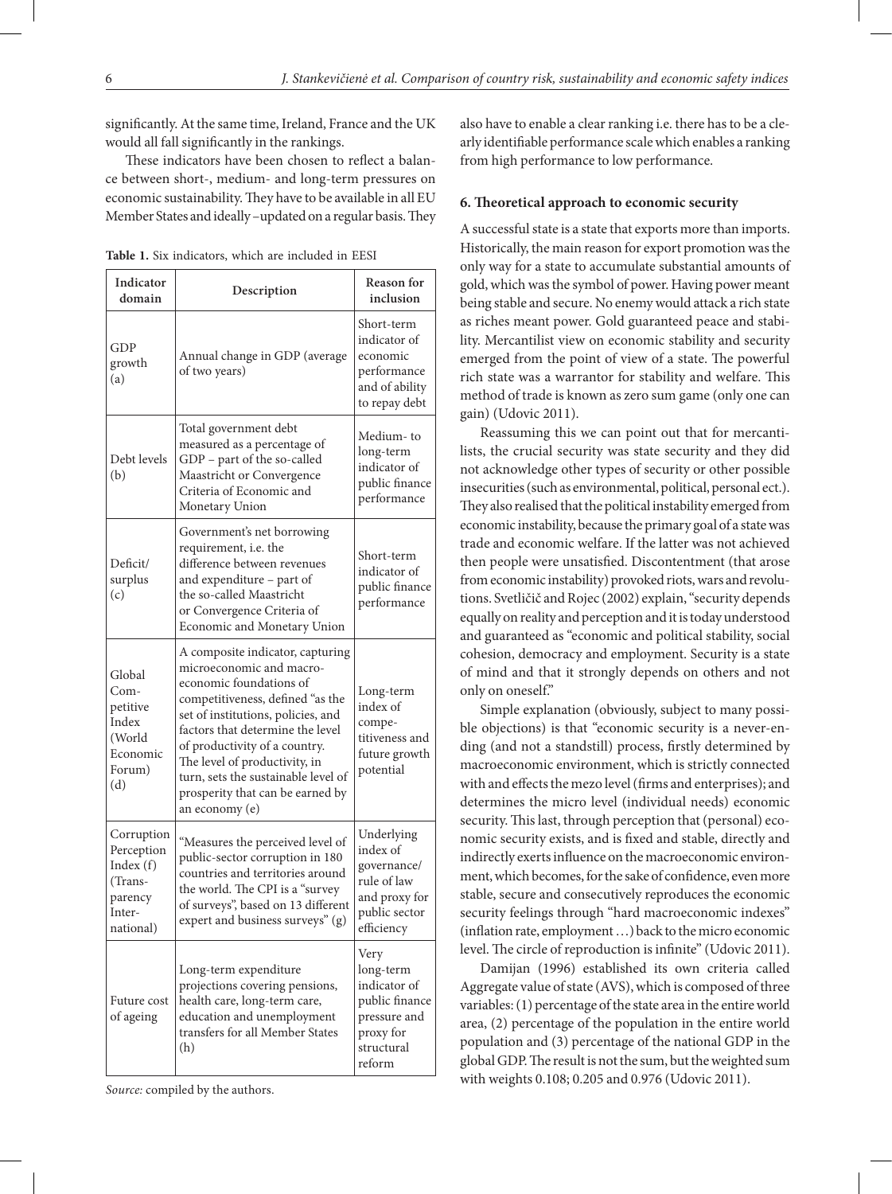significantly. At the same time, Ireland, France and the UK would all fall significantly in the rankings.

These indicators have been chosen to reflect a balance between short-, medium- and long-term pressures on economic sustainability. They have to be available in all EU Member States and ideally –updated on a regular basis. They also have to enable a clear ranking i.e. there has to be a clearly identifiable performance scale which enables a ranking from high performance to low performance.

**Table 1.** Six indicators, which are included in EESI

| Indicator domain | Description | Reason for inclusion |
|---|---|---|
| GDP growth (a) | Annual change in GDP (average of two years) | Short-term indicator of economic performance and of ability to repay debt |
| Debt levels (b) | Total government debt measured as a percentage of GDP – part of the so-called Maastricht or Convergence Criteria of Economic and Monetary Union | Medium- to long-term indicator of public finance performance |
| Deficit/ surplus (c) | Government's net borrowing requirement, i.e. the difference between revenues and expenditure – part of the so-called Maastricht or Convergence Criteria of Economic and Monetary Union | Short-term indicator of public finance performance |
| Global Competitive Index (World Economic Forum) (d) | A composite indicator, capturing microeconomic and macroeconomic foundations of competitiveness, defined "as the set of institutions, policies, and factors that determine the level of productivity of a country. The level of productivity, in turn, sets the sustainable level of prosperity that can be earned by an economy (e) | Long-term index of competitiveness and future growth potential |
| Corruption Perception Index (f) (Transparency International) | "Measures the perceived level of public-sector corruption in 180 countries and territories around the world. The CPI is a "survey of surveys", based on 13 different expert and business surveys" (g) | Underlying index of governance/ rule of law and proxy for public sector efficiency |
| Future cost of ageing | Long-term expenditure projections covering pensions, health care, long-term care, education and unemployment transfers for all Member States (h) | Very long-term indicator of public finance pressure and proxy for structural reform |

*Source:* compiled by the authors.

## 6. Theoretical approach to economic security

A successful state is a state that exports more than imports. Historically, the main reason for export promotion was the only way for a state to accumulate substantial amounts of gold, which was the symbol of power. Having power meant being stable and secure. No enemy would attack a rich state as riches meant power. Gold guaranteed peace and stability. Mercantilist view on economic stability and security emerged from the point of view of a state. The powerful rich state was a warrantor for stability and welfare. This method of trade is known as zero sum game (only one can gain) (Udovic 2011).

Reassuming this we can point out that for mercantilists, the crucial security was state security and they did not acknowledge other types of security or other possible insecurities (such as environmental, political, personal ect.). They also realised that the political instability emerged from economic instability, because the primary goal of a state was trade and economic welfare. If the latter was not achieved then people were unsatisfied. Discontentment (that arose from economic instability) provoked riots, wars and revolutions. Svetličič and Rojec (2002) explain, "security depends equally on reality and perception and it is today understood and guaranteed as "economic and political stability, social cohesion, democracy and employment. Security is a state of mind and that it strongly depends on others and not only on oneself."

Simple explanation (obviously, subject to many possible objections) is that "economic security is a never-ending (and not a standstill) process, firstly determined by macroeconomic environment, which is strictly connected with and effects the mezo level (firms and enterprises); and determines the micro level (individual needs) economic security. This last, through perception that (personal) economic security exists, and is fixed and stable, directly and indirectly exerts influence on the macroeconomic environment, which becomes, for the sake of confidence, even more stable, secure and consecutively reproduces the economic security feelings through "hard macroeconomic indexes" (inflation rate, employment …) back to the micro economic level. The circle of reproduction is infinite" (Udovic 2011).

Damijan (1996) established its own criteria called Aggregate value of state (AVS), which is composed of three variables: (1) percentage of the state area in the entire world area, (2) percentage of the population in the entire world population and (3) percentage of the national GDP in the global GDP. The result is not the sum, but the weighted sum with weights 0.108; 0.205 and 0.976 (Udovic 2011).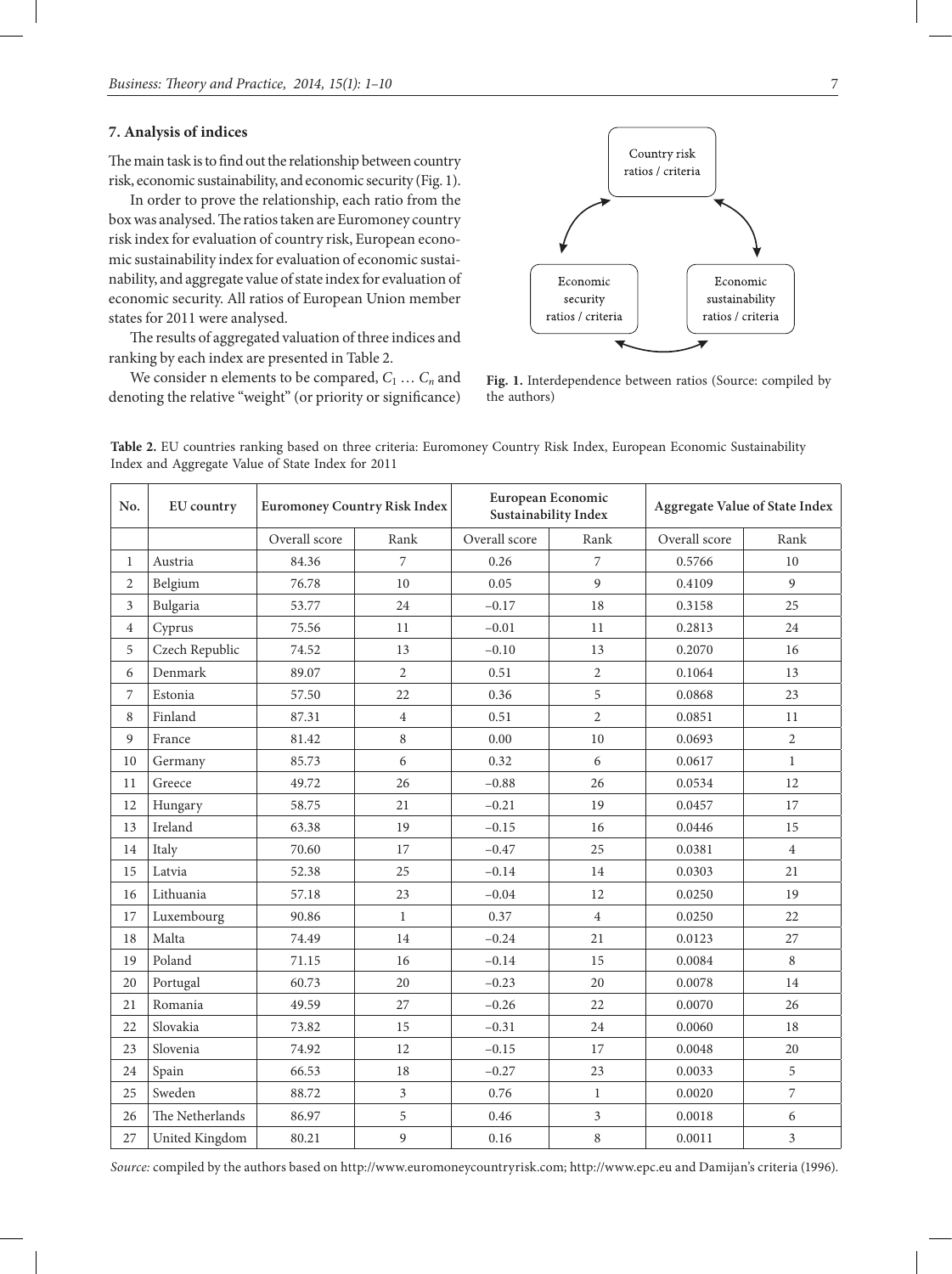## 7. Analysis of indices

The main task is to find out the relationship between country risk, economic sustainability, and economic security (Fig. 1).

In order to prove the relationship, each ratio from the box was analysed. The ratios taken are Euromoney country risk index for evaluation of country risk, European economic sustainability index for evaluation of economic sustainability, and aggregate value of state index for evaluation of economic security. All ratios of European Union member states for 2011 were analysed.

The results of aggregated valuation of three indices and ranking by each index are presented in Table 2.

We consider n elements to be compared, $C_1 \ldots C_n$ and denoting the relative "weight" (or priority or significance)

Country risk ratios / criteria

Economic security ratios / criteria

Economic sustainability ratios / criteria

**Fig. 1.** Interdependence between ratios (Source: compiled by the authors)

**Table 2.** EU countries ranking based on three criteria: Euromoney Country Risk Index, European Economic Sustainability Index and Aggregate Value of State Index for 2011

| No. | EU country | Euromoney Country Risk Index | | European Economic Sustainability Index | | Aggregate Value of State Index | |
|---|---|---|---|---|---|---|---|
| | | Overall score | Rank | Overall score | Rank | Overall score | Rank |
| 1 | Austria | 84.36 | 7 | 0.26 | 7 | 0.5766 | 10 |
| 2 | Belgium | 76.78 | 10 | 0.05 | 9 | 0.4109 | 9 |
| 3 | Bulgaria | 53.77 | 24 | −0.17 | 18 | 0.3158 | 25 |
| 4 | Cyprus | 75.56 | 11 | −0.01 | 11 | 0.2813 | 24 |
| 5 | Czech Republic | 74.52 | 13 | −0.10 | 13 | 0.2070 | 16 |
| 6 | Denmark | 89.07 | 2 | 0.51 | 2 | 0.1064 | 13 |
| 7 | Estonia | 57.50 | 22 | 0.36 | 5 | 0.0868 | 23 |
| 8 | Finland | 87.31 | 4 | 0.51 | 2 | 0.0851 | 11 |
| 9 | France | 81.42 | 8 | 0.00 | 10 | 0.0693 | 2 |
| 10 | Germany | 85.73 | 6 | 0.32 | 6 | 0.0617 | 1 |
| 11 | Greece | 49.72 | 26 | −0.88 | 26 | 0.0534 | 12 |
| 12 | Hungary | 58.75 | 21 | −0.21 | 19 | 0.0457 | 17 |
| 13 | Ireland | 63.38 | 19 | −0.15 | 16 | 0.0446 | 15 |
| 14 | Italy | 70.60 | 17 | −0.47 | 25 | 0.0381 | 4 |
| 15 | Latvia | 52.38 | 25 | −0.14 | 14 | 0.0303 | 21 |
| 16 | Lithuania | 57.18 | 23 | −0.04 | 12 | 0.0250 | 19 |
| 17 | Luxembourg | 90.86 | 1 | 0.37 | 4 | 0.0250 | 22 |
| 18 | Malta | 74.49 | 14 | −0.24 | 21 | 0.0123 | 27 |
| 19 | Poland | 71.15 | 16 | −0.14 | 15 | 0.0084 | 8 |
| 20 | Portugal | 60.73 | 20 | −0.23 | 20 | 0.0078 | 14 |
| 21 | Romania | 49.59 | 27 | −0.26 | 22 | 0.0070 | 26 |
| 22 | Slovakia | 73.82 | 15 | −0.31 | 24 | 0.0060 | 18 |
| 23 | Slovenia | 74.92 | 12 | −0.15 | 17 | 0.0048 | 20 |
| 24 | Spain | 66.53 | 18 | −0.27 | 23 | 0.0033 | 5 |
| 25 | Sweden | 88.72 | 3 | 0.76 | 1 | 0.0020 | 7 |
| 26 | The Netherlands | 86.97 | 5 | 0.46 | 3 | 0.0018 | 6 |
| 27 | United Kingdom | 80.21 | 9 | 0.16 | 8 | 0.0011 | 3 |

*Source:* compiled by the authors based on http://www.euromoneycountryrisk.com; http://www.epc.eu and Damijan's criteria (1996).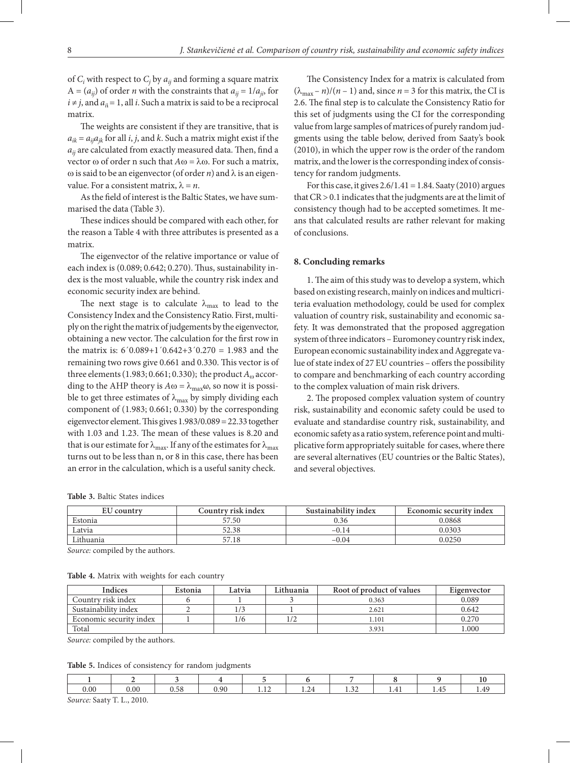of $C_i$ with respect to $C_j$ by $a_{ij}$ and forming a square matrix $A = (a_{ij})$ of order $n$ with the constraints that $a_{ij} = 1/a_{ji}$, for $i \neq j$, and $a_{ii} = 1$, all $i$. Such a matrix is said to be a reciprocal matrix.

The weights are consistent if they are transitive, that is $a_{ik} = a_{ij}a_{jk}$ for all $i$, $j$, and $k$. Such a matrix might exist if the $a_{ij}$ are calculated from exactly measured data. Then, find a vector ω of order n such that $A\omega = \lambda\omega$. For such a matrix, ω is said to be an eigenvector (of order $n$) and λ is an eigenvalue. For a consistent matrix, $\lambda = n$.

As the field of interest is the Baltic States, we have summarised the data (Table 3).

These indices should be compared with each other, for the reason a Table 4 with three attributes is presented as a matrix.

The eigenvector of the relative importance or value of each index is (0.089; 0.642; 0.270). Thus, sustainability index is the most valuable, while the country risk index and economic security index are behind.

The next stage is to calculate $\lambda_{max}$ to lead to the Consistency Index and the Consistency Ratio. First, multiply on the right the matrix of judgements by the eigenvector, obtaining a new vector. The calculation for the first row in the matrix is: 6´0.089+1´0.642+3´0.270 = 1.983 and the remaining two rows give 0.661 and 0.330. This vector is of three elements (1.983; 0.661; 0.330); the product $A_\omega$ according to the AHP theory is $A\omega = \lambda_{max}\omega$, so now it is possible to get three estimates of $\lambda_{max}$ by simply dividing each component of (1.983; 0.661; 0.330) by the corresponding eigenvector element. This gives 1.983/0.089 = 22.33 together with 1.03 and 1.23. The mean of these values is 8.20 and that is our estimate for $\lambda_{max}$. If any of the estimates for $\lambda_{max}$ turns out to be less than n, or 8 in this case, there has been an error in the calculation, which is a useful sanity check.

The Consistency Index for a matrix is calculated from $(\lambda_{max} - n)/(n - 1)$ and, since $n = 3$ for this matrix, the CI is 2.6. The final step is to calculate the Consistency Ratio for this set of judgments using the CI for the corresponding value from large samples of matrices of purely random judgments using the table below, derived from Saaty's book (2010), in which the upper row is the order of the random matrix, and the lower is the corresponding index of consistency for random judgments.

For this case, it gives 2.6/1.41 = 1.84. Saaty (2010) argues that CR > 0.1 indicates that the judgments are at the limit of consistency though had to be accepted sometimes. It means that calculated results are rather relevant for making of conclusions.

## 8. Concluding remarks

1. The aim of this study was to develop a system, which based on existing research, mainly on indices and multicriteria evaluation methodology, could be used for complex valuation of country risk, sustainability and economic safety. It was demonstrated that the proposed aggregation system of three indicators – Euromoney country risk index, European economic sustainability index and Aggregate value of state index of 27 EU countries – offers the possibility to compare and benchmarking of each country according to the complex valuation of main risk drivers.

2. The proposed complex valuation system of country risk, sustainability and economic safety could be used to evaluate and standardise country risk, sustainability, and economic safety as a ratio system, reference point and multiplicative form appropriately suitable for cases, where there are several alternatives (EU countries or the Baltic States), and several objectives.

**Table 3.** Baltic States indices

| EU country | Country risk index | Sustainability index | Economic security index |
|---|---|---|---|
| Estonia | 57.50 | 0.36 | 0.0868 |
| Latvia | 52.38 | –0.14 | 0.0303 |
| Lithuania | 57.18 | –0.04 | 0.0250 |

*Source:* compiled by the authors.

**Table 4.** Matrix with weights for each country

| Indices | Estonia | Latvia | Lithuania | Root of product of values | Eigenvector |
|---|---|---|---|---|---|
| Country risk index | 6 | 1 | 3 | 0.363 | 0.089 |
| Sustainability index | 2 | 1/3 | 1 | 2.621 | 0.642 |
| Economic security index | 1 | 1/6 | 1/2 | 1.101 | 0.270 |
| Total | | | | 3.931 | 1.000 |

*Source:* compiled by the authors.

**Table 5.** Indices of consistency for random judgments

| 1 | 2 | 3 | 4 | 5 | 6 | 7 | 8 | 9 | 10 |
|---|---|---|---|---|---|---|---|---|---|
| 0.00 | 0.00 | 0.58 | 0.90 | 1.12 | 1.24 | 1.32 | 1.41 | 1.45 | 1.49 |

*Source:* Saaty T. L., 2010.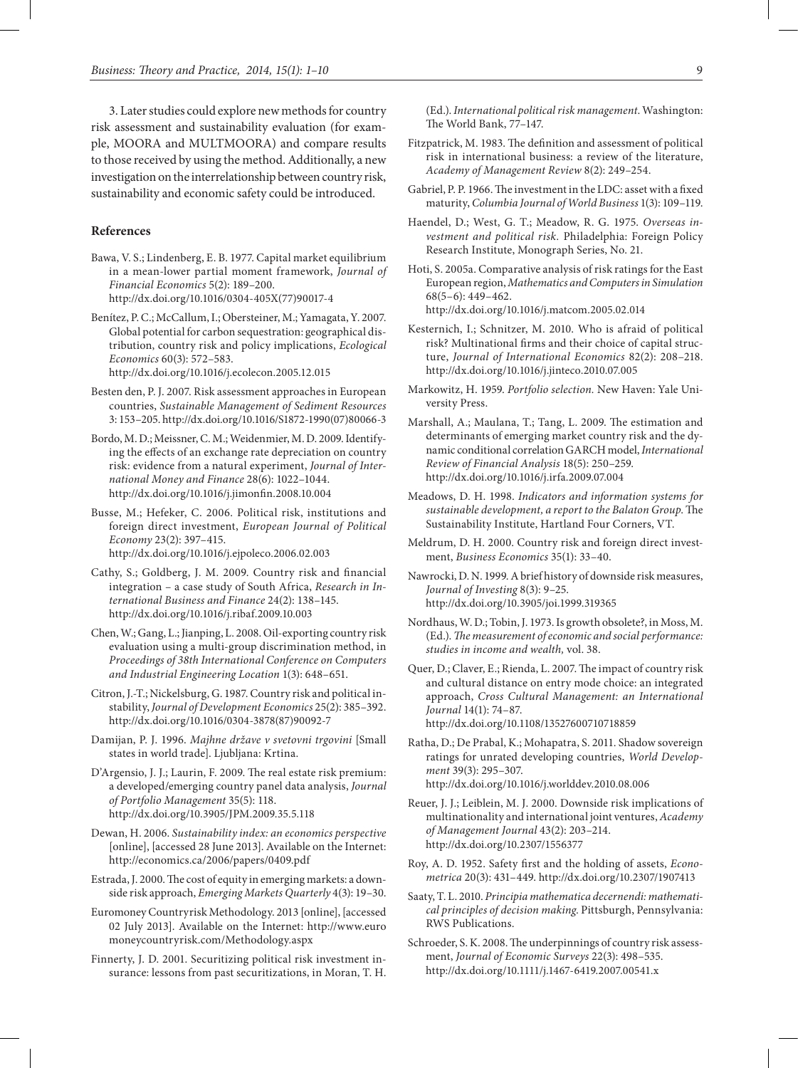3. Later studies could explore new methods for country risk assessment and sustainability evaluation (for example, MOORA and MULTMOORA) and compare results to those received by using the method. Additionally, a new investigation on the interrelationship between country risk, sustainability and economic safety could be introduced.

## References

Bawa, V. S.; Lindenberg, E. B. 1977. Capital market equilibrium in a mean-lower partial moment framework, *Journal of Financial Economics* 5(2): 189–200. http://dx.doi.org/10.1016/0304-405X(77)90017-4

Benítez, P. C.; McCallum, I.; Obersteiner, M.; Yamagata, Y. 2007. Global potential for carbon sequestration: geographical distribution, country risk and policy implications, *Ecological Economics* 60(3): 572–583. http://dx.doi.org/10.1016/j.ecolecon.2005.12.015

Besten den, P. J. 2007. Risk assessment approaches in European countries, *Sustainable Management of Sediment Resources* 3: 153–205. http://dx.doi.org/10.1016/S1872-1990(07)80066-3

Bordo, M. D.; Meissner, C. M.; Weidenmier, M. D. 2009. Identifying the effects of an exchange rate depreciation on country risk: evidence from a natural experiment, *Journal of International Money and Finance* 28(6): 1022–1044. http://dx.doi.org/10.1016/j.jimonfin.2008.10.004

Busse, M.; Hefeker, C. 2006. Political risk, institutions and foreign direct investment, *European Journal of Political Economy* 23(2): 397–415. http://dx.doi.org/10.1016/j.ejpoleco.2006.02.003

Cathy, S.; Goldberg, J. M. 2009. Country risk and financial integration – a case study of South Africa, *Research in International Business and Finance* 24(2): 138–145. http://dx.doi.org/10.1016/j.ribaf.2009.10.003

Chen, W.; Gang, L.; Jianping, L. 2008. Oil-exporting country risk evaluation using a multi-group discrimination method, in *Proceedings of 38th International Conference on Computers and Industrial Engineering Location* 1(3): 648–651.

Citron, J.-T.; Nickelsburg, G. 1987. Country risk and political instability, *Journal of Development Economics* 25(2): 385–392. http://dx.doi.org/10.1016/0304-3878(87)90092-7

Damijan, P. J. 1996. *Majhne države v svetovni trgovini* [Small states in world trade]. Ljubljana: Krtina.

D'Argensio, J. J.; Laurin, F. 2009. The real estate risk premium: a developed/emerging country panel data analysis, *Journal of Portfolio Management* 35(5): 118. http://dx.doi.org/10.3905/JPM.2009.35.5.118

Dewan, H. 2006. *Sustainability index: an economics perspective* [online], [accessed 28 June 2013]. Available on the Internet: http://economics.ca/2006/papers/0409.pdf

Estrada, J. 2000. The cost of equity in emerging markets: a downside risk approach, *Emerging Markets Quarterly* 4(3): 19–30.

Euromoney Countryrisk Methodology. 2013 [online], [accessed 02 July 2013]. Available on the Internet: http://www.euromoneycountryrisk.com/Methodology.aspx

Finnerty, J. D. 2001. Securitizing political risk investment insurance: lessons from past securitizations, in Moran, T. H. (Ed.). *International political risk management*. Washington: The World Bank, 77–147.

Fitzpatrick, M. 1983. The definition and assessment of political risk in international business: a review of the literature, *Academy of Management Review* 8(2): 249–254.

Gabriel, P. P. 1966. The investment in the LDC: asset with a fixed maturity, *Columbia Journal of World Business* 1(3): 109–119.

Haendel, D.; West, G. T.; Meadow, R. G. 1975. *Overseas investment and political risk*. Philadelphia: Foreign Policy Research Institute, Monograph Series, No. 21.

Hoti, S. 2005a. Comparative analysis of risk ratings for the East European region, *Mathematics and Computers in Simulation* 68(5–6): 449–462. http://dx.doi.org/10.1016/j.matcom.2005.02.014

Kesternich, I.; Schnitzer, M. 2010. Who is afraid of political risk? Multinational firms and their choice of capital structure, *Journal of International Economics* 82(2): 208–218. http://dx.doi.org/10.1016/j.jinteco.2010.07.005

Markowitz, H. 1959. *Portfolio selection.* New Haven: Yale University Press.

Marshall, A.; Maulana, T.; Tang, L. 2009. The estimation and determinants of emerging market country risk and the dynamic conditional correlation GARCH model, *International Review of Financial Analysis* 18(5): 250–259. http://dx.doi.org/10.1016/j.irfa.2009.07.004

Meadows, D. H. 1998. *Indicators and information systems for sustainable development, a report to the Balaton Group*. The Sustainability Institute, Hartland Four Corners, VT.

Meldrum, D. H. 2000. Country risk and foreign direct investment, *Business Economics* 35(1): 33–40.

Nawrocki, D. N. 1999. A brief history of downside risk measures, *Journal of Investing* 8(3): 9–25. http://dx.doi.org/10.3905/joi.1999.319365

Nordhaus, W. D.; Tobin, J. 1973. Is growth obsolete?, in Moss, M. (Ed.). *The measurement of economic and social performance: studies in income and wealth,* vol. 38.

Quer, D.; Claver, E.; Rienda, L. 2007. The impact of country risk and cultural distance on entry mode choice: an integrated approach, *Cross Cultural Management: an International Journal* 14(1): 74–87. http://dx.doi.org/10.1108/13527600710718859

Ratha, D.; De Prabal, K.; Mohapatra, S. 2011. Shadow sovereign ratings for unrated developing countries, *World Development* 39(3): 295–307. http://dx.doi.org/10.1016/j.worlddev.2010.08.006

Reuer, J. J.; Leiblein, M. J. 2000. Downside risk implications of multinationality and international joint ventures, *Academy of Management Journal* 43(2): 203–214. http://dx.doi.org/10.2307/1556377

Roy, A. D. 1952. Safety first and the holding of assets, *Econometrica* 20(3): 431–449. http://dx.doi.org/10.2307/1907413

Saaty, T. L. 2010. *Principia mathematica decernendi: mathematical principles of decision making*. Pittsburgh, Pennsylvania: RWS Publications.

Schroeder, S. K. 2008. The underpinnings of country risk assessment, *Journal of Economic Surveys* 22(3): 498–535. http://dx.doi.org/10.1111/j.1467-6419.2007.00541.x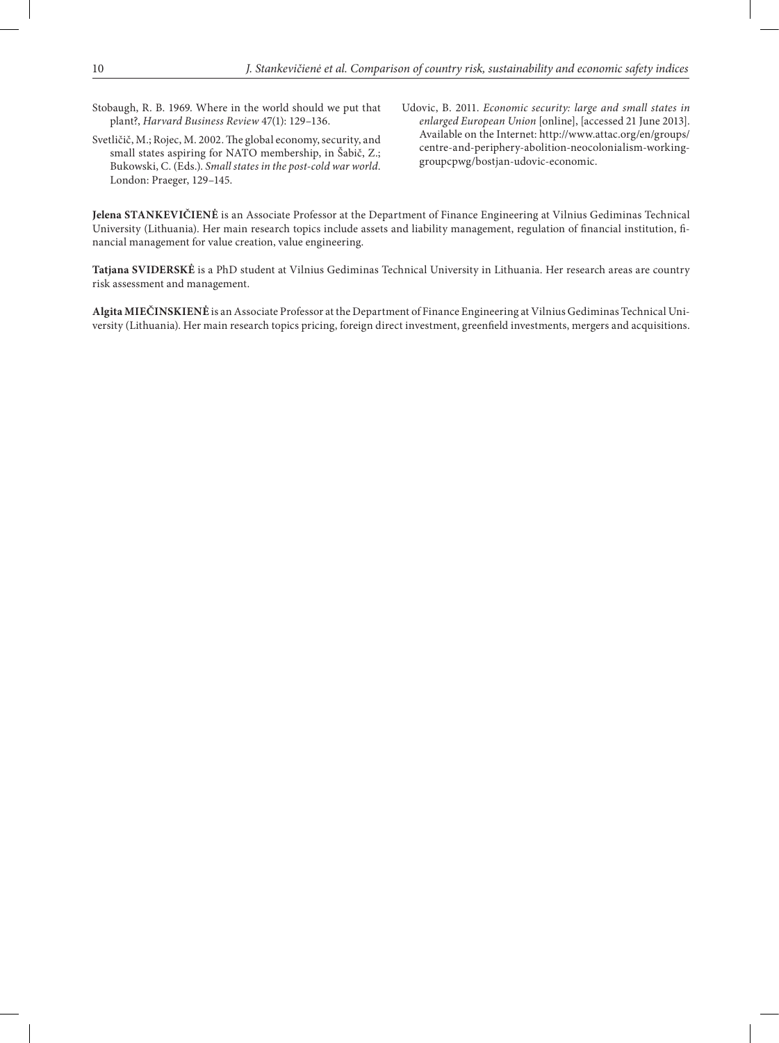Stobaugh, R. B. 1969. Where in the world should we put that plant?, *Harvard Business Review* 47(1): 129–136.

Svetličič, M.; Rojec, M. 2002. The global economy, security, and small states aspiring for NATO membership, in Šabič, Z.; Bukowski, C. (Eds.). *Small states in the post-cold war world*. London: Praeger, 129–145.

Udovic, B. 2011. *Economic security: large and small states in enlarged European Union* [online], [accessed 21 June 2013]. Available on the Internet: http://www.attac.org/en/groups/centre-and-periphery-abolition-neocolonialism-working-groupcpwg/bostjan-udovic-economic.

**Jelena STANKEVIČIENĖ** is an Associate Professor at the Department of Finance Engineering at Vilnius Gediminas Technical University (Lithuania). Her main research topics include assets and liability management, regulation of financial institution, financial management for value creation, value engineering.

**Tatjana SVIDERSKĖ** is a PhD student at Vilnius Gediminas Technical University in Lithuania. Her research areas are country risk assessment and management.

**Algita MIEČINSKIENĖ** is an Associate Professor at the Department of Finance Engineering at Vilnius Gediminas Technical University (Lithuania). Her main research topics pricing, foreign direct investment, greenfield investments, mergers and acquisitions.